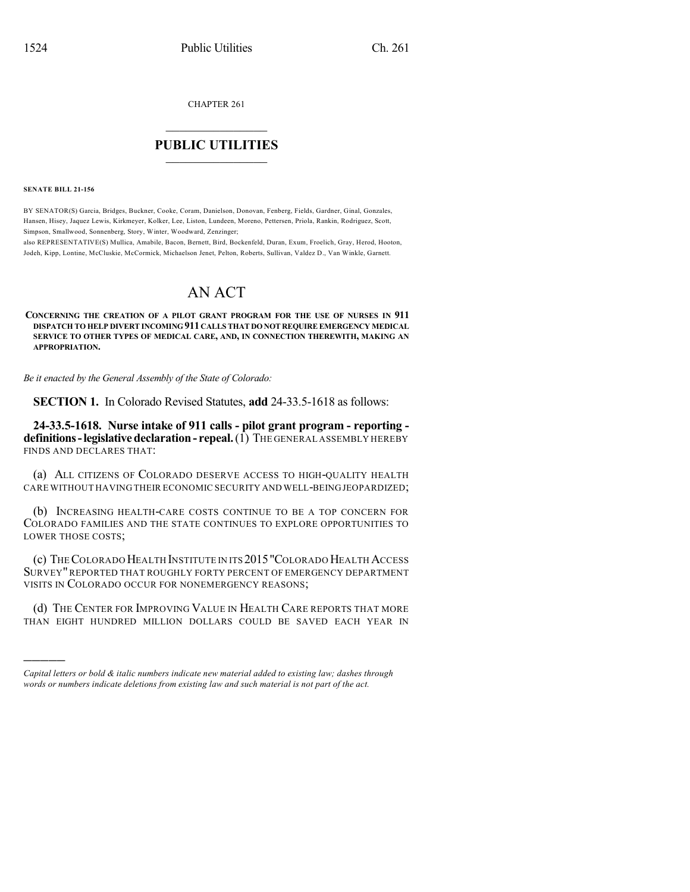CHAPTER 261

# PUBLIC UTILITIES

**SENATE BILL 21-156**

BY SENATOR(S) Garcia, Bridges, Buckner, Cooke, Coram, Danielson, Donovan, Fenberg, Fields, Gardner, Ginal, Gonzales, Hansen, Hisey, Jaquez Lewis, Kirkmeyer, Kolker, Lee, Liston, Lundeen, Moreno, Pettersen, Priola, Rankin, Rodriguez, Scott, Simpson, Smallwood, Sonnenberg, Story, Winter, Woodward, Zenzinger;
also REPRESENTATIVE(S) Mullica, Amabile, Bacon, Bernett, Bird, Bockenfeld, Duran, Exum, Froelich, Gray, Herod, Hooton, Jodeh, Kipp, Lontine, McCluskie, McCormick, Michaelson Jenet, Pelton, Roberts, Sullivan, Valdez D., Van Winkle, Garnett.

# AN ACT

**CONCERNING THE CREATION OF A PILOT GRANT PROGRAM FOR THE USE OF NURSES IN 911 DISPATCH TO HELP DIVERT INCOMING 911 CALLS THAT DO NOT REQUIRE EMERGENCY MEDICAL SERVICE TO OTHER TYPES OF MEDICAL CARE, AND, IN CONNECTION THEREWITH, MAKING AN APPROPRIATION.**

*Be it enacted by the General Assembly of the State of Colorado:*

**SECTION 1.** In Colorado Revised Statutes, **add** 24-33.5-1618 as follows:

**24-33.5-1618. Nurse intake of 911 calls - pilot grant program - reporting - definitions - legislative declaration - repeal.** (1) THE GENERAL ASSEMBLY HEREBY FINDS AND DECLARES THAT:

(a) ALL CITIZENS OF COLORADO DESERVE ACCESS TO HIGH-QUALITY HEALTH CARE WITHOUT HAVING THEIR ECONOMIC SECURITY AND WELL-BEING JEOPARDIZED;

(b) INCREASING HEALTH-CARE COSTS CONTINUE TO BE A TOP CONCERN FOR COLORADO FAMILIES AND THE STATE CONTINUES TO EXPLORE OPPORTUNITIES TO LOWER THOSE COSTS;

(c) THE COLORADO HEALTH INSTITUTE IN ITS 2015 "COLORADO HEALTH ACCESS SURVEY" REPORTED THAT ROUGHLY FORTY PERCENT OF EMERGENCY DEPARTMENT VISITS IN COLORADO OCCUR FOR NONEMERGENCY REASONS;

(d) THE CENTER FOR IMPROVING VALUE IN HEALTH CARE REPORTS THAT MORE THAN EIGHT HUNDRED MILLION DOLLARS COULD BE SAVED EACH YEAR IN

---

*Capital letters or bold & italic numbers indicate new material added to existing law; dashes through words or numbers indicate deletions from existing law and such material is not part of the act.*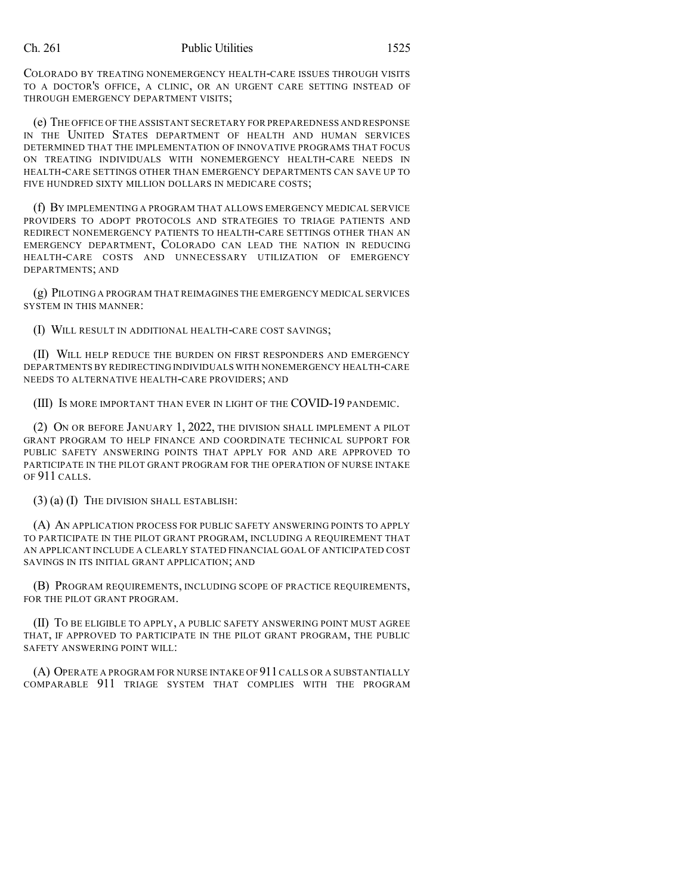COLORADO BY TREATING NONEMERGENCY HEALTH-CARE ISSUES THROUGH VISITS TO A DOCTOR'S OFFICE, A CLINIC, OR AN URGENT CARE SETTING INSTEAD OF THROUGH EMERGENCY DEPARTMENT VISITS;

(e) THE OFFICE OF THE ASSISTANT SECRETARY FOR PREPAREDNESS AND RESPONSE IN THE UNITED STATES DEPARTMENT OF HEALTH AND HUMAN SERVICES DETERMINED THAT THE IMPLEMENTATION OF INNOVATIVE PROGRAMS THAT FOCUS ON TREATING INDIVIDUALS WITH NONEMERGENCY HEALTH-CARE NEEDS IN HEALTH-CARE SETTINGS OTHER THAN EMERGENCY DEPARTMENTS CAN SAVE UP TO FIVE HUNDRED SIXTY MILLION DOLLARS IN MEDICARE COSTS;

(f) BY IMPLEMENTING A PROGRAM THAT ALLOWS EMERGENCY MEDICAL SERVICE PROVIDERS TO ADOPT PROTOCOLS AND STRATEGIES TO TRIAGE PATIENTS AND REDIRECT NONEMERGENCY PATIENTS TO HEALTH-CARE SETTINGS OTHER THAN AN EMERGENCY DEPARTMENT, COLORADO CAN LEAD THE NATION IN REDUCING HEALTH-CARE COSTS AND UNNECESSARY UTILIZATION OF EMERGENCY DEPARTMENTS; AND

(g) PILOTING A PROGRAM THAT REIMAGINES THE EMERGENCY MEDICAL SERVICES SYSTEM IN THIS MANNER:

(I) WILL RESULT IN ADDITIONAL HEALTH-CARE COST SAVINGS;

(II) WILL HELP REDUCE THE BURDEN ON FIRST RESPONDERS AND EMERGENCY DEPARTMENTS BY REDIRECTING INDIVIDUALS WITH NONEMERGENCY HEALTH-CARE NEEDS TO ALTERNATIVE HEALTH-CARE PROVIDERS; AND

(III) IS MORE IMPORTANT THAN EVER IN LIGHT OF THE COVID-19 PANDEMIC.

(2) ON OR BEFORE JANUARY 1, 2022, THE DIVISION SHALL IMPLEMENT A PILOT GRANT PROGRAM TO HELP FINANCE AND COORDINATE TECHNICAL SUPPORT FOR PUBLIC SAFETY ANSWERING POINTS THAT APPLY FOR AND ARE APPROVED TO PARTICIPATE IN THE PILOT GRANT PROGRAM FOR THE OPERATION OF NURSE INTAKE OF 911 CALLS.

(3) (a) (I) THE DIVISION SHALL ESTABLISH:

(A) AN APPLICATION PROCESS FOR PUBLIC SAFETY ANSWERING POINTS TO APPLY TO PARTICIPATE IN THE PILOT GRANT PROGRAM, INCLUDING A REQUIREMENT THAT AN APPLICANT INCLUDE A CLEARLY STATED FINANCIAL GOAL OF ANTICIPATED COST SAVINGS IN ITS INITIAL GRANT APPLICATION; AND

(B) PROGRAM REQUIREMENTS, INCLUDING SCOPE OF PRACTICE REQUIREMENTS, FOR THE PILOT GRANT PROGRAM.

(II) TO BE ELIGIBLE TO APPLY, A PUBLIC SAFETY ANSWERING POINT MUST AGREE THAT, IF APPROVED TO PARTICIPATE IN THE PILOT GRANT PROGRAM, THE PUBLIC SAFETY ANSWERING POINT WILL:

(A) OPERATE A PROGRAM FOR NURSE INTAKE OF 911 CALLS OR A SUBSTANTIALLY COMPARABLE 911 TRIAGE SYSTEM THAT COMPLIES WITH THE PROGRAM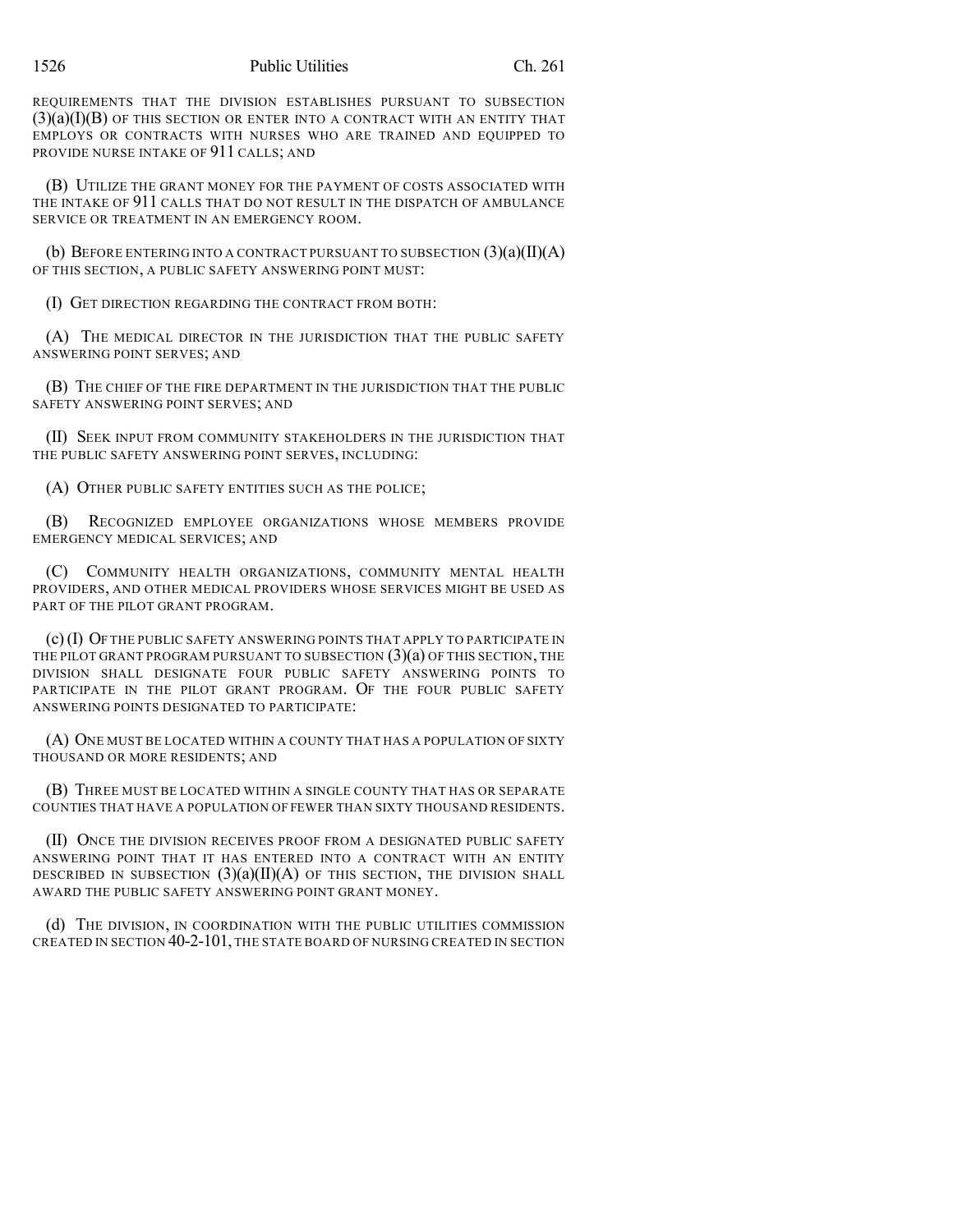REQUIREMENTS THAT THE DIVISION ESTABLISHES PURSUANT TO SUBSECTION (3)(a)(I)(B) OF THIS SECTION OR ENTER INTO A CONTRACT WITH AN ENTITY THAT EMPLOYS OR CONTRACTS WITH NURSES WHO ARE TRAINED AND EQUIPPED TO PROVIDE NURSE INTAKE OF 911 CALLS; AND

(B) UTILIZE THE GRANT MONEY FOR THE PAYMENT OF COSTS ASSOCIATED WITH THE INTAKE OF 911 CALLS THAT DO NOT RESULT IN THE DISPATCH OF AMBULANCE SERVICE OR TREATMENT IN AN EMERGENCY ROOM.

(b) BEFORE ENTERING INTO A CONTRACT PURSUANT TO SUBSECTION (3)(a)(II)(A) OF THIS SECTION, A PUBLIC SAFETY ANSWERING POINT MUST:

(I) GET DIRECTION REGARDING THE CONTRACT FROM BOTH:

(A) THE MEDICAL DIRECTOR IN THE JURISDICTION THAT THE PUBLIC SAFETY ANSWERING POINT SERVES; AND

(B) THE CHIEF OF THE FIRE DEPARTMENT IN THE JURISDICTION THAT THE PUBLIC SAFETY ANSWERING POINT SERVES; AND

(II) SEEK INPUT FROM COMMUNITY STAKEHOLDERS IN THE JURISDICTION THAT THE PUBLIC SAFETY ANSWERING POINT SERVES, INCLUDING:

(A) OTHER PUBLIC SAFETY ENTITIES SUCH AS THE POLICE;

(B) RECOGNIZED EMPLOYEE ORGANIZATIONS WHOSE MEMBERS PROVIDE EMERGENCY MEDICAL SERVICES; AND

(C) COMMUNITY HEALTH ORGANIZATIONS, COMMUNITY MENTAL HEALTH PROVIDERS, AND OTHER MEDICAL PROVIDERS WHOSE SERVICES MIGHT BE USED AS PART OF THE PILOT GRANT PROGRAM.

(c) (I) OF THE PUBLIC SAFETY ANSWERING POINTS THAT APPLY TO PARTICIPATE IN THE PILOT GRANT PROGRAM PURSUANT TO SUBSECTION (3)(a) OF THIS SECTION, THE DIVISION SHALL DESIGNATE FOUR PUBLIC SAFETY ANSWERING POINTS TO PARTICIPATE IN THE PILOT GRANT PROGRAM. OF THE FOUR PUBLIC SAFETY ANSWERING POINTS DESIGNATED TO PARTICIPATE:

(A) ONE MUST BE LOCATED WITHIN A COUNTY THAT HAS A POPULATION OF SIXTY THOUSAND OR MORE RESIDENTS; AND

(B) THREE MUST BE LOCATED WITHIN A SINGLE COUNTY THAT HAS OR SEPARATE COUNTIES THAT HAVE A POPULATION OF FEWER THAN SIXTY THOUSAND RESIDENTS.

(II) ONCE THE DIVISION RECEIVES PROOF FROM A DESIGNATED PUBLIC SAFETY ANSWERING POINT THAT IT HAS ENTERED INTO A CONTRACT WITH AN ENTITY DESCRIBED IN SUBSECTION (3)(a)(II)(A) OF THIS SECTION, THE DIVISION SHALL AWARD THE PUBLIC SAFETY ANSWERING POINT GRANT MONEY.

(d) THE DIVISION, IN COORDINATION WITH THE PUBLIC UTILITIES COMMISSION CREATED IN SECTION 40-2-101, THE STATE BOARD OF NURSING CREATED IN SECTION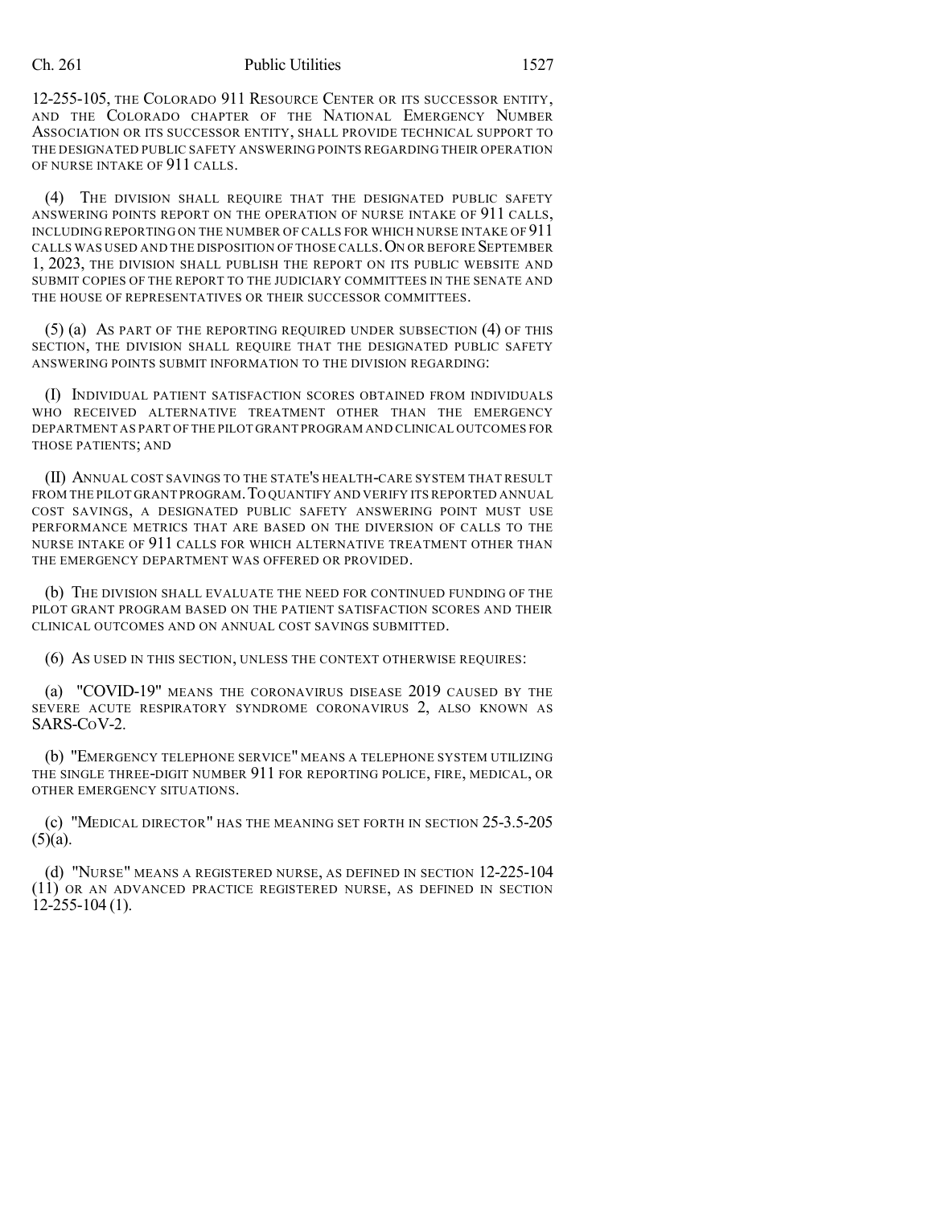12-255-105, THE COLORADO 911 RESOURCE CENTER OR ITS SUCCESSOR ENTITY, AND THE COLORADO CHAPTER OF THE NATIONAL EMERGENCY NUMBER ASSOCIATION OR ITS SUCCESSOR ENTITY, SHALL PROVIDE TECHNICAL SUPPORT TO THE DESIGNATED PUBLIC SAFETY ANSWERING POINTS REGARDING THEIR OPERATION OF NURSE INTAKE OF 911 CALLS.

(4) THE DIVISION SHALL REQUIRE THAT THE DESIGNATED PUBLIC SAFETY ANSWERING POINTS REPORT ON THE OPERATION OF NURSE INTAKE OF 911 CALLS, INCLUDING REPORTING ON THE NUMBER OF CALLS FOR WHICH NURSE INTAKE OF 911 CALLS WAS USED AND THE DISPOSITION OF THOSE CALLS. ON OR BEFORE SEPTEMBER 1, 2023, THE DIVISION SHALL PUBLISH THE REPORT ON ITS PUBLIC WEBSITE AND SUBMIT COPIES OF THE REPORT TO THE JUDICIARY COMMITTEES IN THE SENATE AND THE HOUSE OF REPRESENTATIVES OR THEIR SUCCESSOR COMMITTEES.

(5) (a) AS PART OF THE REPORTING REQUIRED UNDER SUBSECTION (4) OF THIS SECTION, THE DIVISION SHALL REQUIRE THAT THE DESIGNATED PUBLIC SAFETY ANSWERING POINTS SUBMIT INFORMATION TO THE DIVISION REGARDING:

(I) INDIVIDUAL PATIENT SATISFACTION SCORES OBTAINED FROM INDIVIDUALS WHO RECEIVED ALTERNATIVE TREATMENT OTHER THAN THE EMERGENCY DEPARTMENT AS PART OF THE PILOT GRANT PROGRAM AND CLINICAL OUTCOMES FOR THOSE PATIENTS; AND

(II) ANNUAL COST SAVINGS TO THE STATE'S HEALTH-CARE SYSTEM THAT RESULT FROM THE PILOT GRANT PROGRAM. TO QUANTIFY AND VERIFY ITS REPORTED ANNUAL COST SAVINGS, A DESIGNATED PUBLIC SAFETY ANSWERING POINT MUST USE PERFORMANCE METRICS THAT ARE BASED ON THE DIVERSION OF CALLS TO THE NURSE INTAKE OF 911 CALLS FOR WHICH ALTERNATIVE TREATMENT OTHER THAN THE EMERGENCY DEPARTMENT WAS OFFERED OR PROVIDED.

(b) THE DIVISION SHALL EVALUATE THE NEED FOR CONTINUED FUNDING OF THE PILOT GRANT PROGRAM BASED ON THE PATIENT SATISFACTION SCORES AND THEIR CLINICAL OUTCOMES AND ON ANNUAL COST SAVINGS SUBMITTED.

(6) AS USED IN THIS SECTION, UNLESS THE CONTEXT OTHERWISE REQUIRES:

(a) "COVID-19" MEANS THE CORONAVIRUS DISEASE 2019 CAUSED BY THE SEVERE ACUTE RESPIRATORY SYNDROME CORONAVIRUS 2, ALSO KNOWN AS SARS-COV-2.

(b) "EMERGENCY TELEPHONE SERVICE" MEANS A TELEPHONE SYSTEM UTILIZING THE SINGLE THREE-DIGIT NUMBER 911 FOR REPORTING POLICE, FIRE, MEDICAL, OR OTHER EMERGENCY SITUATIONS.

(c) "MEDICAL DIRECTOR" HAS THE MEANING SET FORTH IN SECTION 25-3.5-205 (5)(a).

(d) "NURSE" MEANS A REGISTERED NURSE, AS DEFINED IN SECTION 12-225-104 (11) OR AN ADVANCED PRACTICE REGISTERED NURSE, AS DEFINED IN SECTION 12-255-104 (1).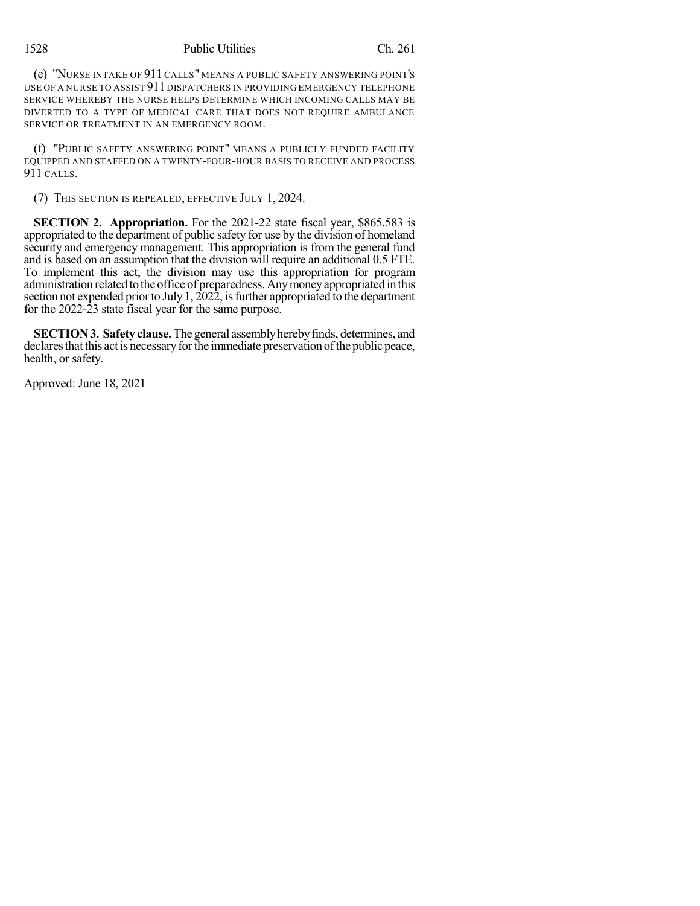(e) "NURSE INTAKE OF 911 CALLS" MEANS A PUBLIC SAFETY ANSWERING POINT'S USE OF A NURSE TO ASSIST 911 DISPATCHERS IN PROVIDING EMERGENCY TELEPHONE SERVICE WHEREBY THE NURSE HELPS DETERMINE WHICH INCOMING CALLS MAY BE DIVERTED TO A TYPE OF MEDICAL CARE THAT DOES NOT REQUIRE AMBULANCE SERVICE OR TREATMENT IN AN EMERGENCY ROOM.

(f) "PUBLIC SAFETY ANSWERING POINT" MEANS A PUBLICLY FUNDED FACILITY EQUIPPED AND STAFFED ON A TWENTY-FOUR-HOUR BASIS TO RECEIVE AND PROCESS 911 CALLS.

(7) THIS SECTION IS REPEALED, EFFECTIVE JULY 1, 2024.

**SECTION 2. Appropriation.** For the 2021-22 state fiscal year, $865,583 is appropriated to the department of public safety for use by the division of homeland security and emergency management. This appropriation is from the general fund and is based on an assumption that the division will require an additional 0.5 FTE. To implement this act, the division may use this appropriation for program administration related to the office of preparedness. Any money appropriated in this section not expended prior to July 1, 2022, is further appropriated to the department for the 2022-23 state fiscal year for the same purpose.

**SECTION 3. Safety clause.** The general assembly hereby finds, determines, and declares that this act is necessary for the immediate preservation of the public peace, health, or safety.

Approved: June 18, 2021